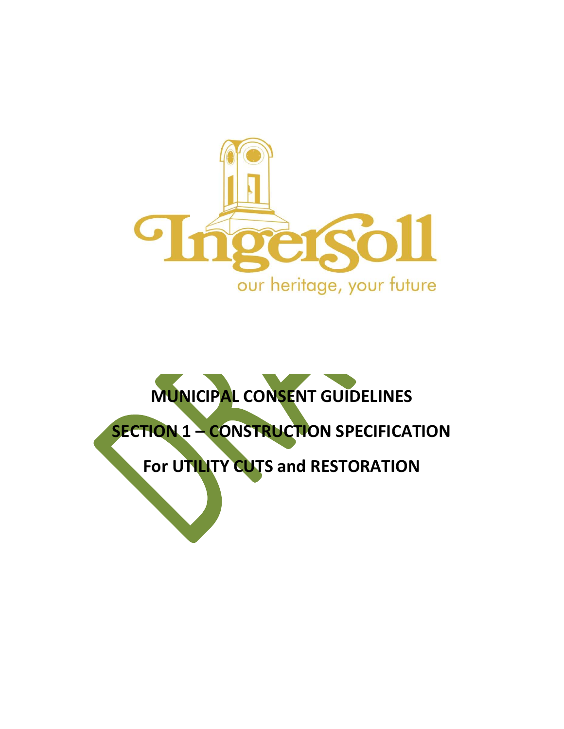Ingersoll

our heritage, your future

# MUNICIPAL CONSENT GUIDELINES

# SECTION 1 – CONSTRUCTION SPECIFICATION

# For UTILITY CUTS and RESTORATION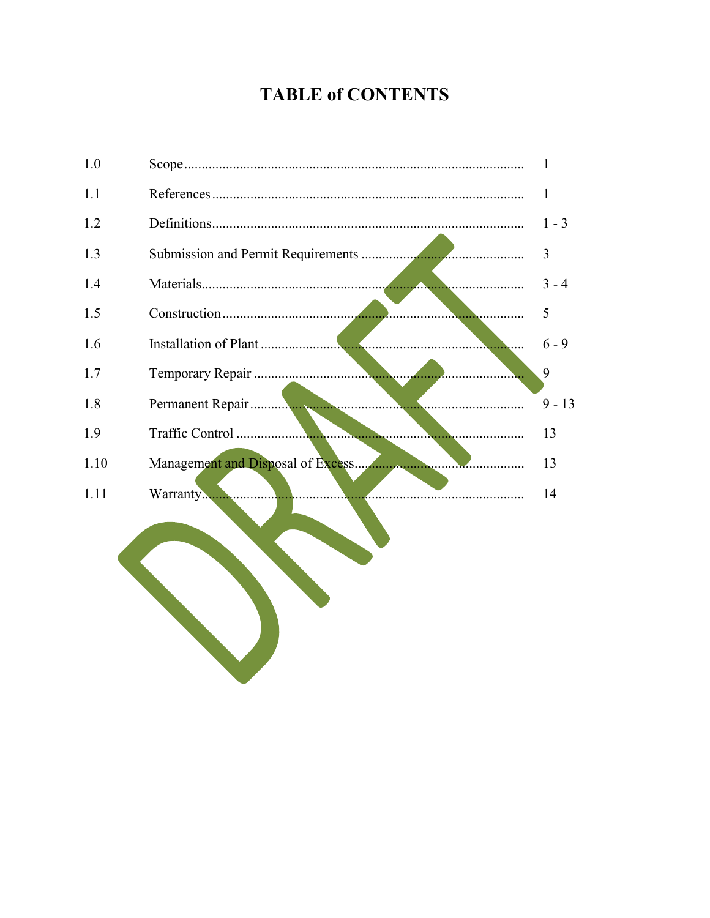# TABLE of CONTENTS

| | | |
|---|---|---|
| 1.0 | Scope | 1 |
| 1.1 | References | 1 |
| 1.2 | Definitions | 1 - 3 |
| 1.3 | Submission and Permit Requirements | 3 |
| 1.4 | Materials | 3 - 4 |
| 1.5 | Construction | 5 |
| 1.6 | Installation of Plant | 6 - 9 |
| 1.7 | Temporary Repair | 9 |
| 1.8 | Permanent Repair | 9 - 13 |
| 1.9 | Traffic Control | 13 |
| 1.10 | Management and Disposal of Excess | 13 |
| 1.11 | Warranty | 14 |

DRAFT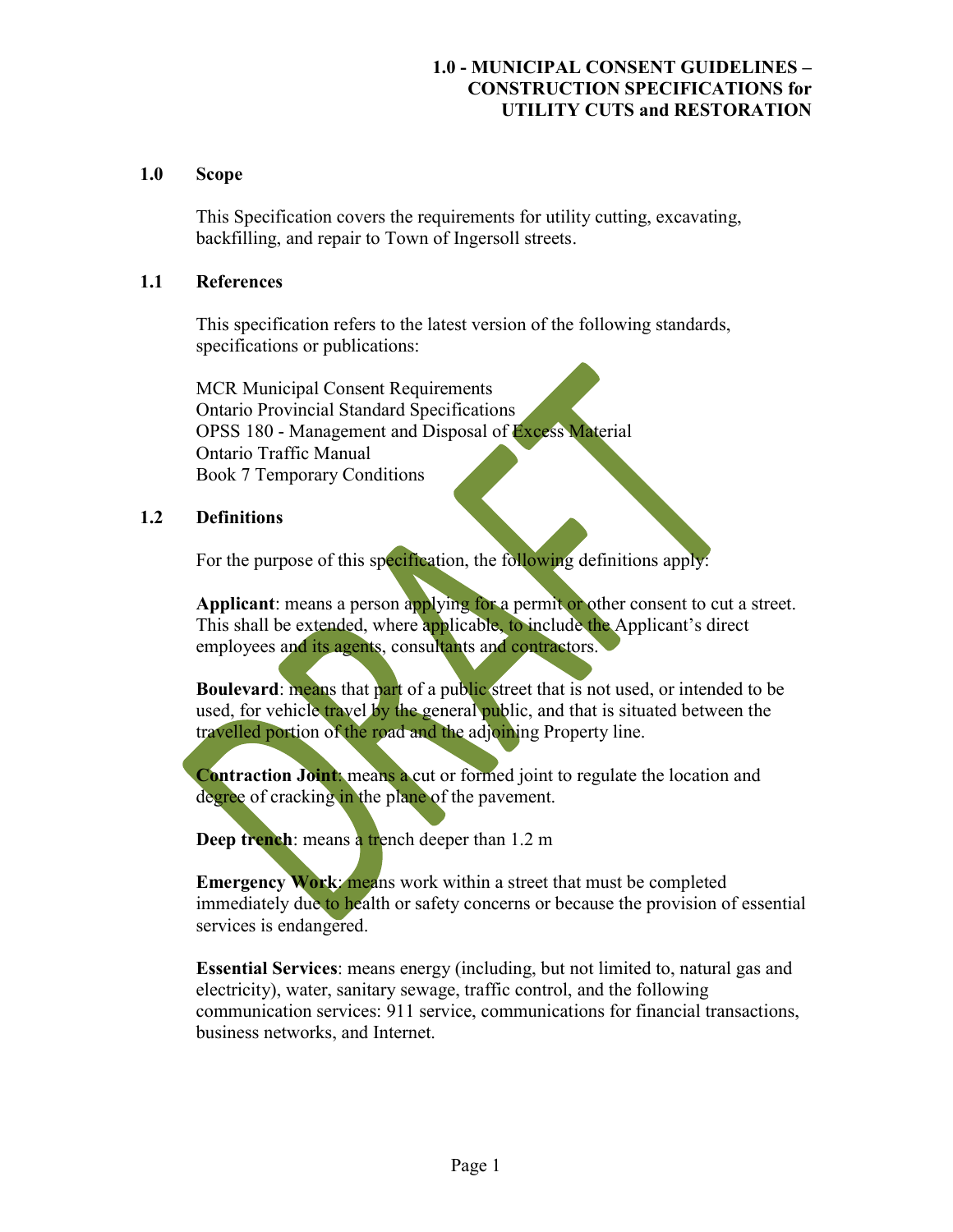# 1.0 - MUNICIPAL CONSENT GUIDELINES – CONSTRUCTION SPECIFICATIONS for UTILITY CUTS and RESTORATION

## 1.0 Scope

This Specification covers the requirements for utility cutting, excavating, backfilling, and repair to Town of Ingersoll streets.

## 1.1 References

This specification refers to the latest version of the following standards, specifications or publications:

MCR Municipal Consent Requirements
Ontario Provincial Standard Specifications
OPSS 180 - Management and Disposal of Excess Material
Ontario Traffic Manual
Book 7 Temporary Conditions

## 1.2 Definitions

For the purpose of this specification, the following definitions apply:

**Applicant**: means a person applying for a permit or other consent to cut a street. This shall be extended, where applicable, to include the Applicant's direct employees and its agents, consultants and contractors.

**Boulevard**: means that part of a public street that is not used, or intended to be used, for vehicle travel by the general public, and that is situated between the travelled portion of the road and the adjoining Property line.

**Contraction Joint**: means a cut or formed joint to regulate the location and degree of cracking in the plane of the pavement.

**Deep trench**: means a trench deeper than 1.2 m

**Emergency Work**: means work within a street that must be completed immediately due to health or safety concerns or because the provision of essential services is endangered.

**Essential Services**: means energy (including, but not limited to, natural gas and electricity), water, sanitary sewage, traffic control, and the following communication services: 911 service, communications for financial transactions, business networks, and Internet.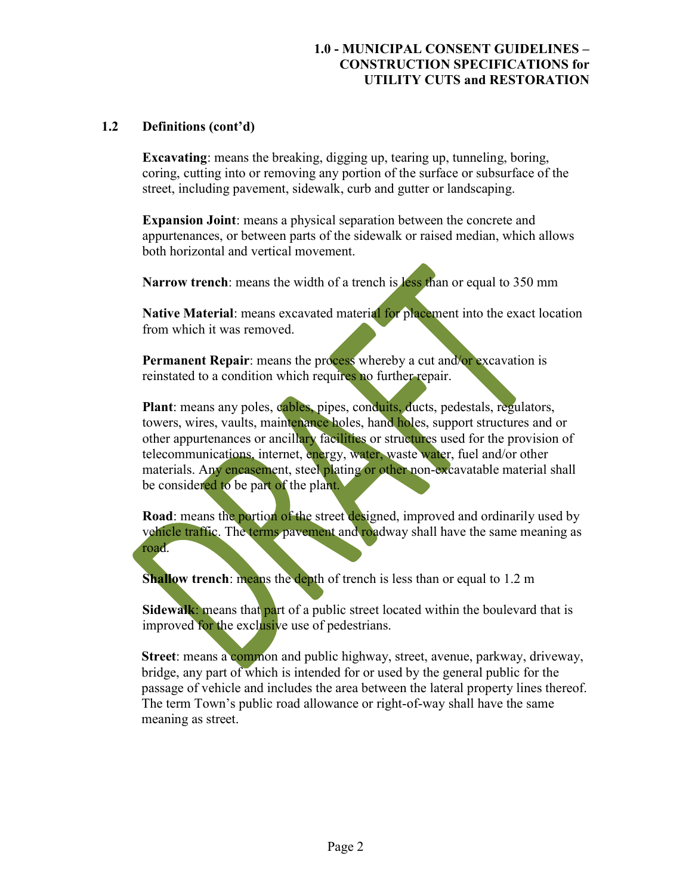## 1.2 Definitions (cont'd)

**Excavating**: means the breaking, digging up, tearing up, tunneling, boring, coring, cutting into or removing any portion of the surface or subsurface of the street, including pavement, sidewalk, curb and gutter or landscaping.

**Expansion Joint**: means a physical separation between the concrete and appurtenances, or between parts of the sidewalk or raised median, which allows both horizontal and vertical movement.

**Narrow trench**: means the width of a trench is less than or equal to 350 mm

**Native Material**: means excavated material for placement into the exact location from which it was removed.

**Permanent Repair**: means the process whereby a cut and/or excavation is reinstated to a condition which requires no further repair.

**Plant**: means any poles, cables, pipes, conduits, ducts, pedestals, regulators, towers, wires, vaults, maintenance holes, hand holes, support structures and or other appurtenances or ancillary facilities or structures used for the provision of telecommunications, internet, energy, water, waste water, fuel and/or other materials. Any encasement, steel plating or other non-excavatable material shall be considered to be part of the plant.

**Road**: means the portion of the street designed, improved and ordinarily used by vehicle traffic. The terms pavement and roadway shall have the same meaning as road.

**Shallow trench**: means the depth of trench is less than or equal to 1.2 m

**Sidewalk**: means that part of a public street located within the boulevard that is improved for the exclusive use of pedestrians.

**Street**: means a common and public highway, street, avenue, parkway, driveway, bridge, any part of which is intended for or used by the general public for the passage of vehicle and includes the area between the lateral property lines thereof. The term Town's public road allowance or right-of-way shall have the same meaning as street.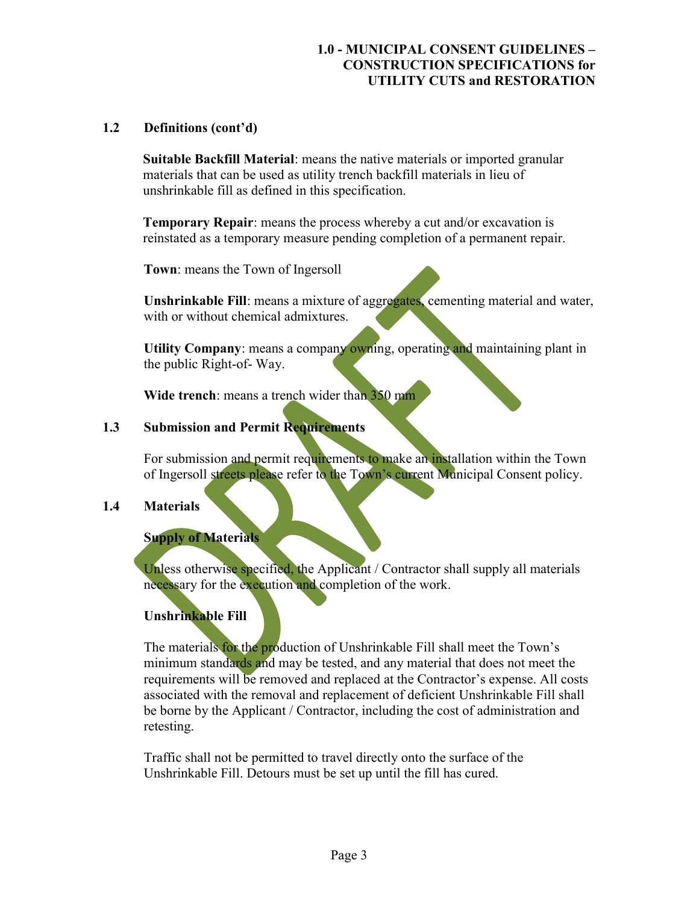## 1.2 Definitions (cont'd)

**Suitable Backfill Material**: means the native materials or imported granular materials that can be used as utility trench backfill materials in lieu of unshrinkable fill as defined in this specification.

**Temporary Repair**: means the process whereby a cut and/or excavation is reinstated as a temporary measure pending completion of a permanent repair.

**Town**: means the Town of Ingersoll

**Unshrinkable Fill**: means a mixture of aggregates, cementing material and water, with or without chemical admixtures.

**Utility Company**: means a company owning, operating and maintaining plant in the public Right-of- Way.

**Wide trench**: means a trench wider than 350 mm

## 1.3 Submission and Permit Requirements

For submission and permit requirements to make an installation within the Town of Ingersoll streets please refer to the Town's current Municipal Consent policy.

## 1.4 Materials

### Supply of Materials

Unless otherwise specified, the Applicant / Contractor shall supply all materials necessary for the execution and completion of the work.

### Unshrinkable Fill

The materials for the production of Unshrinkable Fill shall meet the Town's minimum standards and may be tested, and any material that does not meet the requirements will be removed and replaced at the Contractor's expense. All costs associated with the removal and replacement of deficient Unshrinkable Fill shall be borne by the Applicant / Contractor, including the cost of administration and retesting.

Traffic shall not be permitted to travel directly onto the surface of the Unshrinkable Fill. Detours must be set up until the fill has cured.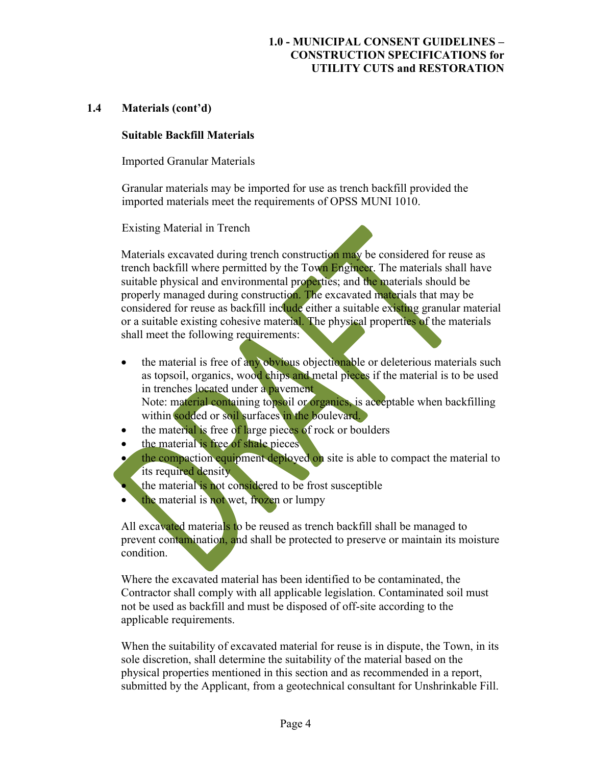## 1.4 Materials (cont'd)

### Suitable Backfill Materials

Imported Granular Materials

Granular materials may be imported for use as trench backfill provided the imported materials meet the requirements of OPSS MUNI 1010.

Existing Material in Trench

Materials excavated during trench construction may be considered for reuse as trench backfill where permitted by the Town Engineer. The materials shall have suitable physical and environmental properties; and the materials should be properly managed during construction. The excavated materials that may be considered for reuse as backfill include either a suitable existing granular material or a suitable existing cohesive material. The physical properties of the materials shall meet the following requirements:

- the material is free of any obvious objectionable or deleterious materials such as topsoil, organics, wood chips and metal pieces if the material is to be used in trenches located under a pavement
  Note: material containing topsoil or organics, is acceptable when backfilling within sodded or soil surfaces in the boulevard.
- the material is free of large pieces of rock or boulders
- the material is free of shale pieces
- the compaction equipment deployed on site is able to compact the material to its required density
- the material is not considered to be frost susceptible
- the material is not wet, frozen or lumpy

All excavated materials to be reused as trench backfill shall be managed to prevent contamination, and shall be protected to preserve or maintain its moisture condition.

Where the excavated material has been identified to be contaminated, the Contractor shall comply with all applicable legislation. Contaminated soil must not be used as backfill and must be disposed of off-site according to the applicable requirements.

When the suitability of excavated material for reuse is in dispute, the Town, in its sole discretion, shall determine the suitability of the material based on the physical properties mentioned in this section and as recommended in a report, submitted by the Applicant, from a geotechnical consultant for Unshrinkable Fill.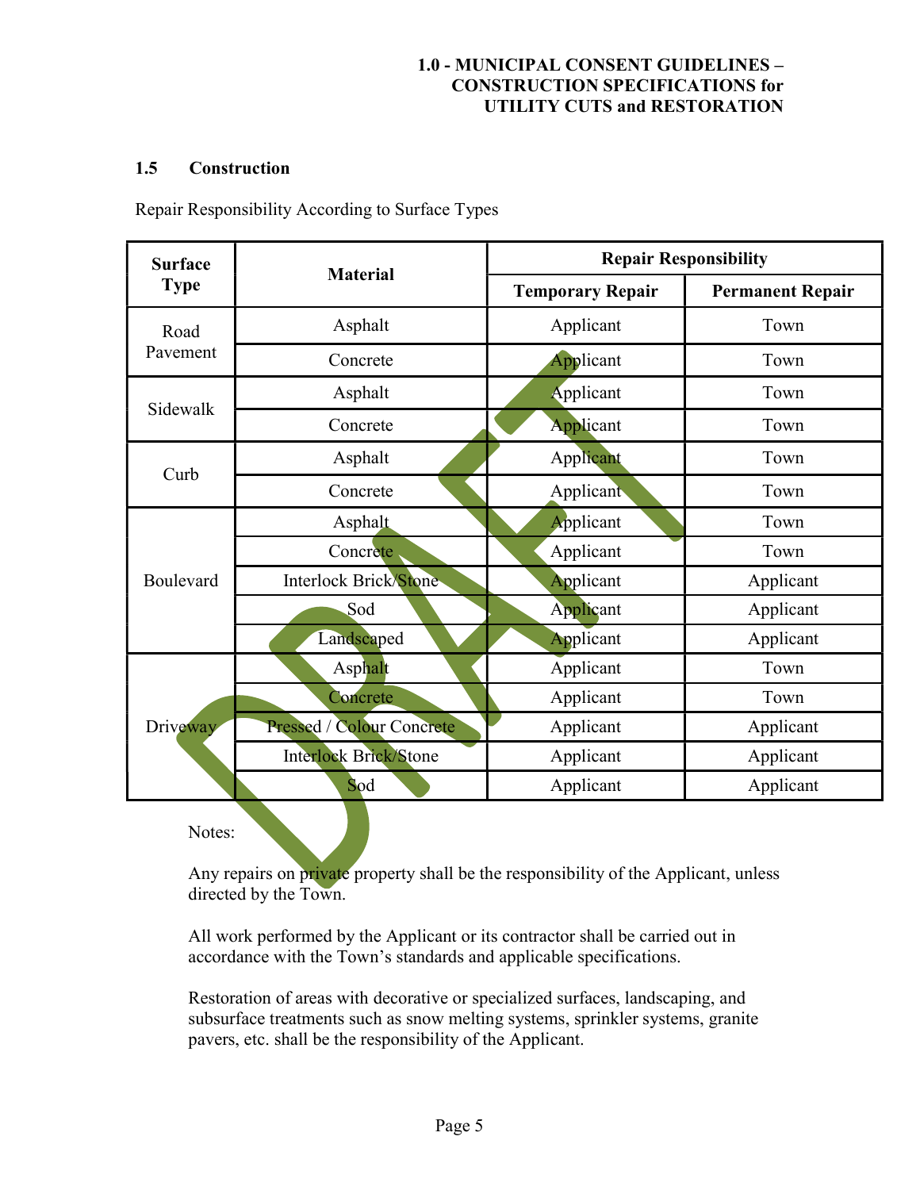## 1.5 Construction

Repair Responsibility According to Surface Types

| Surface Type | Material | Repair Responsibility | |
|---|---|---|---|
| | | Temporary Repair | Permanent Repair |
| Road Pavement | Asphalt | Applicant | Town |
| | Concrete | Applicant | Town |
| Sidewalk | Asphalt | Applicant | Town |
| | Concrete | Applicant | Town |
| Curb | Asphalt | Applicant | Town |
| | Concrete | Applicant | Town |
| Boulevard | Asphalt | Applicant | Town |
| | Concrete | Applicant | Town |
| | Interlock Brick/Stone | Applicant | Applicant |
| | Sod | Applicant | Applicant |
| | Landscaped | Applicant | Applicant |
| Driveway | Asphalt | Applicant | Town |
| | Concrete | Applicant | Town |
| | Pressed / Colour Concrete | Applicant | Applicant |
| | Interlock Brick/Stone | Applicant | Applicant |
| | Sod | Applicant | Applicant |

Notes:

Any repairs on private property shall be the responsibility of the Applicant, unless directed by the Town.

All work performed by the Applicant or its contractor shall be carried out in accordance with the Town's standards and applicable specifications.

Restoration of areas with decorative or specialized surfaces, landscaping, and subsurface treatments such as snow melting systems, sprinkler systems, granite pavers, etc. shall be the responsibility of the Applicant.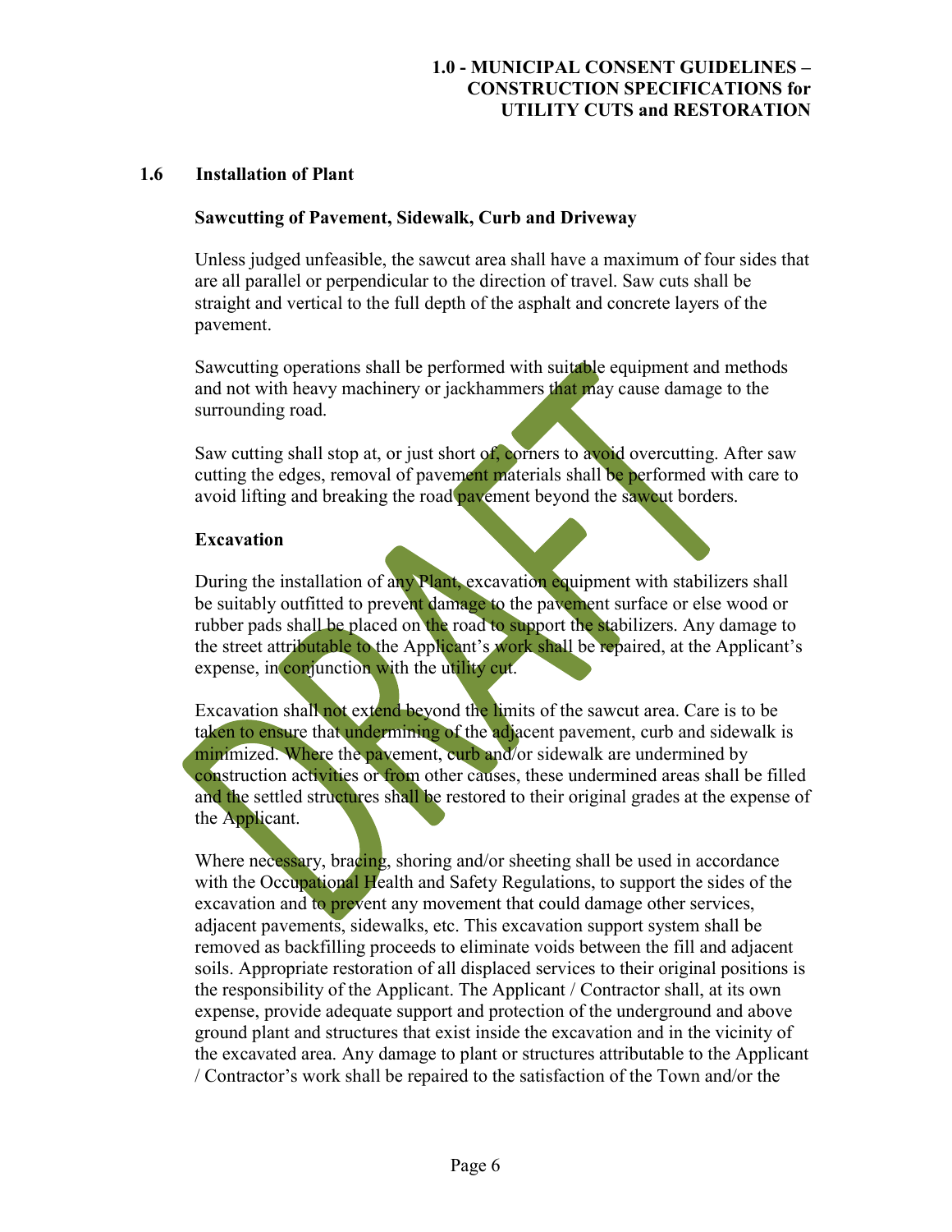## 1.6 Installation of Plant

### Sawcutting of Pavement, Sidewalk, Curb and Driveway

Unless judged unfeasible, the sawcut area shall have a maximum of four sides that are all parallel or perpendicular to the direction of travel. Saw cuts shall be straight and vertical to the full depth of the asphalt and concrete layers of the pavement.

Sawcutting operations shall be performed with suitable equipment and methods and not with heavy machinery or jackhammers that may cause damage to the surrounding road.

Saw cutting shall stop at, or just short of, corners to avoid overcutting. After saw cutting the edges, removal of pavement materials shall be performed with care to avoid lifting and breaking the road pavement beyond the sawcut borders.

### Excavation

During the installation of any Plant, excavation equipment with stabilizers shall be suitably outfitted to prevent damage to the pavement surface or else wood or rubber pads shall be placed on the road to support the stabilizers. Any damage to the street attributable to the Applicant's work shall be repaired, at the Applicant's expense, in conjunction with the utility cut.

Excavation shall not extend beyond the limits of the sawcut area. Care is to be taken to ensure that undermining of the adjacent pavement, curb and sidewalk is minimized. Where the pavement, curb and/or sidewalk are undermined by construction activities or from other causes, these undermined areas shall be filled and the settled structures shall be restored to their original grades at the expense of the Applicant.

Where necessary, bracing, shoring and/or sheeting shall be used in accordance with the Occupational Health and Safety Regulations, to support the sides of the excavation and to prevent any movement that could damage other services, adjacent pavements, sidewalks, etc. This excavation support system shall be removed as backfilling proceeds to eliminate voids between the fill and adjacent soils. Appropriate restoration of all displaced services to their original positions is the responsibility of the Applicant. The Applicant / Contractor shall, at its own expense, provide adequate support and protection of the underground and above ground plant and structures that exist inside the excavation and in the vicinity of the excavated area. Any damage to plant or structures attributable to the Applicant / Contractor's work shall be repaired to the satisfaction of the Town and/or the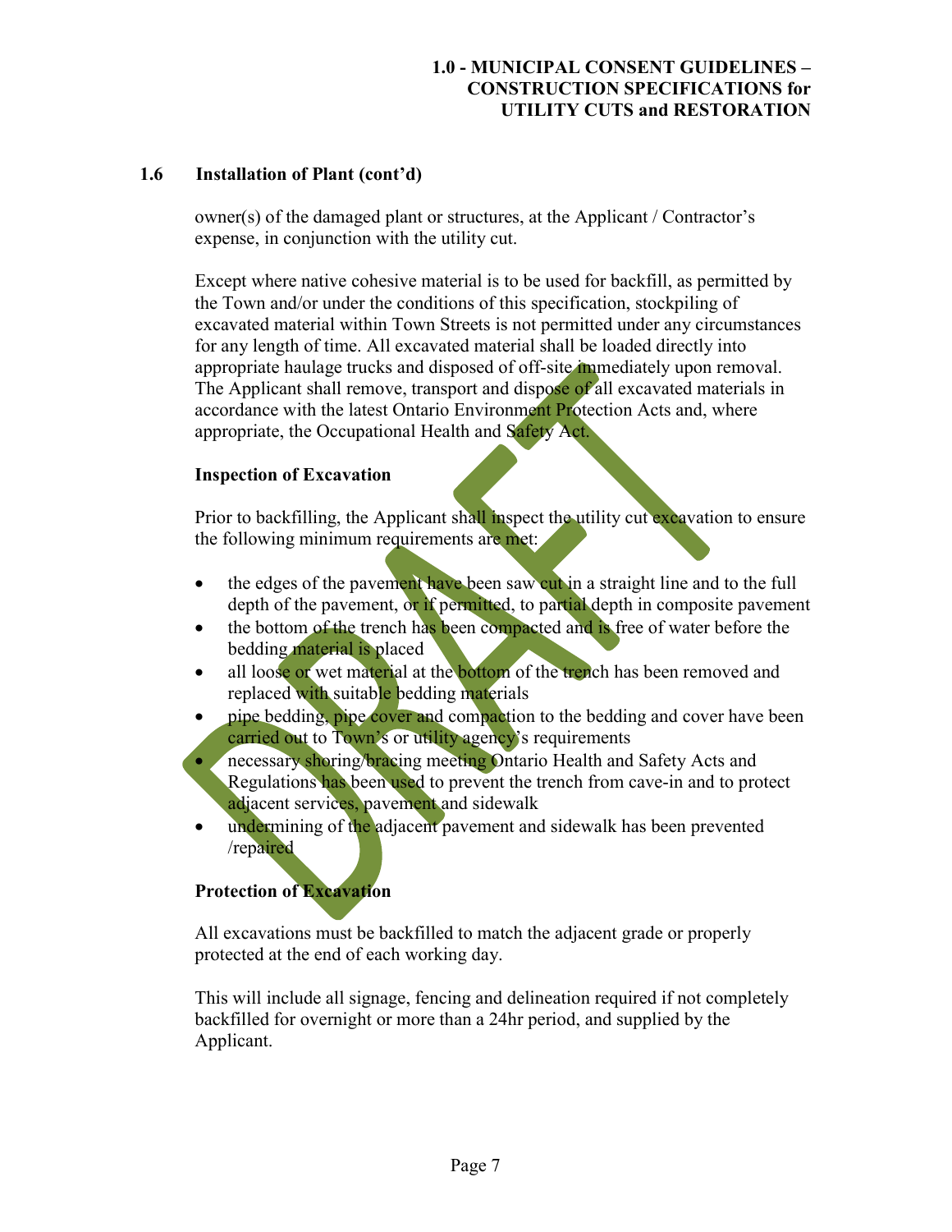## 1.6 Installation of Plant (cont'd)

owner(s) of the damaged plant or structures, at the Applicant / Contractor's expense, in conjunction with the utility cut.

Except where native cohesive material is to be used for backfill, as permitted by the Town and/or under the conditions of this specification, stockpiling of excavated material within Town Streets is not permitted under any circumstances for any length of time. All excavated material shall be loaded directly into appropriate haulage trucks and disposed of off-site immediately upon removal. The Applicant shall remove, transport and dispose of all excavated materials in accordance with the latest Ontario Environment Protection Acts and, where appropriate, the Occupational Health and Safety Act.

**Inspection of Excavation**

Prior to backfilling, the Applicant shall inspect the utility cut excavation to ensure the following minimum requirements are met:

- the edges of the pavement have been saw cut in a straight line and to the full depth of the pavement, or if permitted, to partial depth in composite pavement
- the bottom of the trench has been compacted and is free of water before the bedding material is placed
- all loose or wet material at the bottom of the trench has been removed and replaced with suitable bedding materials
- pipe bedding, pipe cover and compaction to the bedding and cover have been carried out to Town's or utility agency's requirements
- necessary shoring/bracing meeting Ontario Health and Safety Acts and Regulations has been used to prevent the trench from cave-in and to protect adjacent services, pavement and sidewalk
- undermining of the adjacent pavement and sidewalk has been prevented /repaired

**Protection of Excavation**

All excavations must be backfilled to match the adjacent grade or properly protected at the end of each working day.

This will include all signage, fencing and delineation required if not completely backfilled for overnight or more than a 24hr period, and supplied by the Applicant.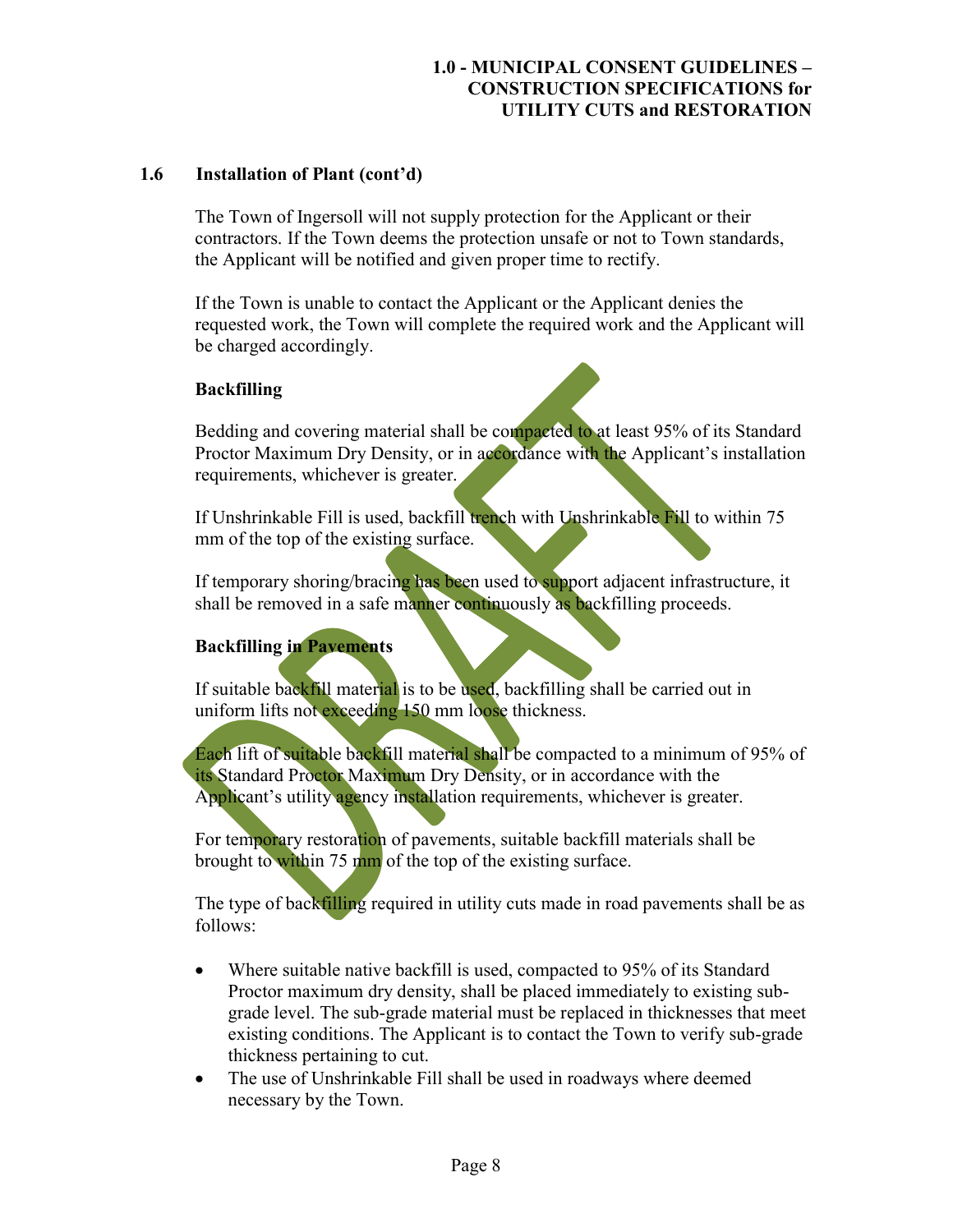## 1.6 Installation of Plant (cont'd)

The Town of Ingersoll will not supply protection for the Applicant or their contractors. If the Town deems the protection unsafe or not to Town standards, the Applicant will be notified and given proper time to rectify.

If the Town is unable to contact the Applicant or the Applicant denies the requested work, the Town will complete the required work and the Applicant will be charged accordingly.

### Backfilling

Bedding and covering material shall be compacted to at least 95% of its Standard Proctor Maximum Dry Density, or in accordance with the Applicant's installation requirements, whichever is greater.

If Unshrinkable Fill is used, backfill trench with Unshrinkable Fill to within 75 mm of the top of the existing surface.

If temporary shoring/bracing has been used to support adjacent infrastructure, it shall be removed in a safe manner continuously as backfilling proceeds.

### Backfilling in Pavements

If suitable backfill material is to be used, backfilling shall be carried out in uniform lifts not exceeding 150 mm loose thickness.

Each lift of suitable backfill material shall be compacted to a minimum of 95% of its Standard Proctor Maximum Dry Density, or in accordance with the Applicant's utility agency installation requirements, whichever is greater.

For temporary restoration of pavements, suitable backfill materials shall be brought to within 75 mm of the top of the existing surface.

The type of backfilling required in utility cuts made in road pavements shall be as follows:

- Where suitable native backfill is used, compacted to 95% of its Standard Proctor maximum dry density, shall be placed immediately to existing sub-grade level. The sub-grade material must be replaced in thicknesses that meet existing conditions. The Applicant is to contact the Town to verify sub-grade thickness pertaining to cut.
- The use of Unshrinkable Fill shall be used in roadways where deemed necessary by the Town.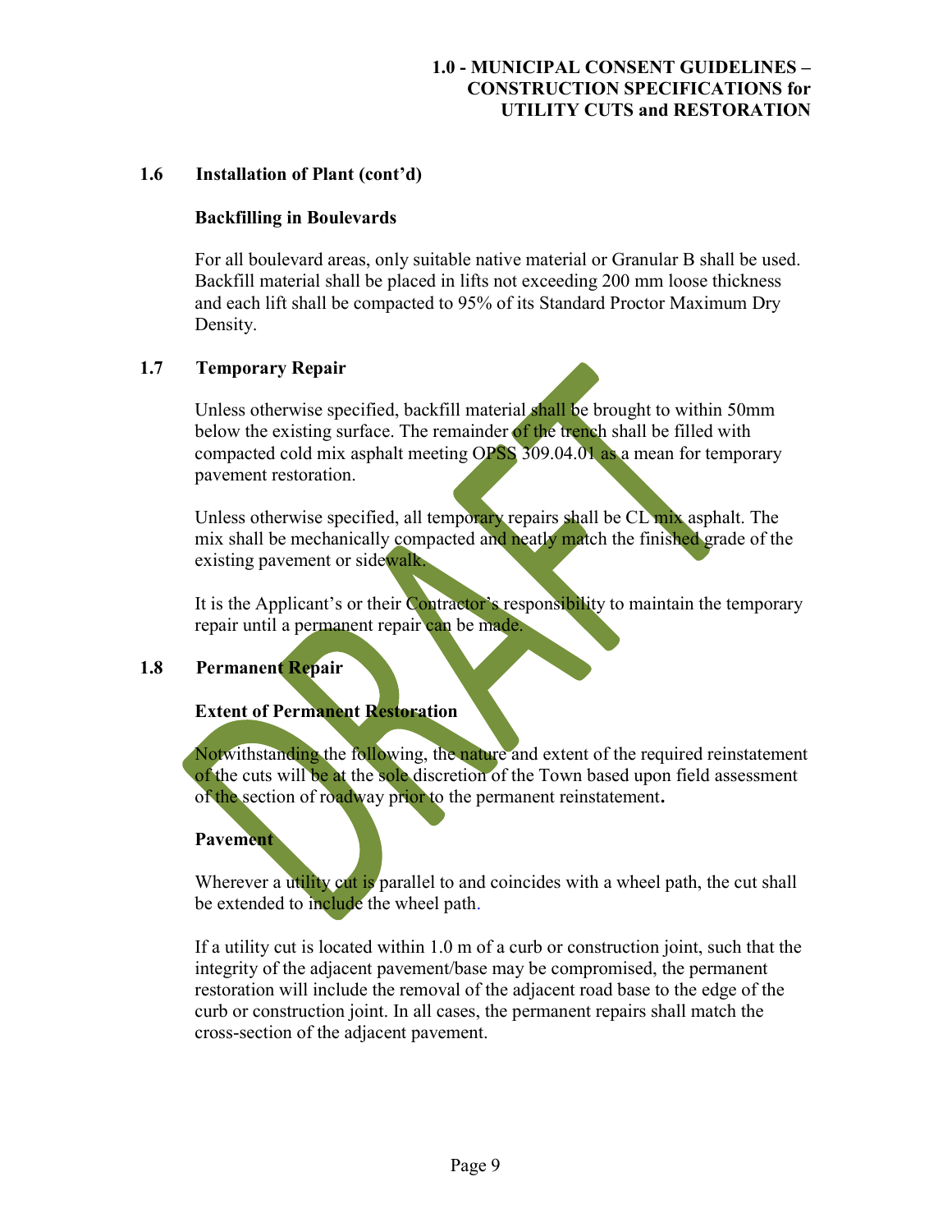### 1.6 Installation of Plant (cont'd)

**Backfilling in Boulevards**

For all boulevard areas, only suitable native material or Granular B shall be used. Backfill material shall be placed in lifts not exceeding 200 mm loose thickness and each lift shall be compacted to 95% of its Standard Proctor Maximum Dry Density.

### 1.7 Temporary Repair

Unless otherwise specified, backfill material shall be brought to within 50mm below the existing surface. The remainder of the trench shall be filled with compacted cold mix asphalt meeting OPSS 309.04.01 as a mean for temporary pavement restoration.

Unless otherwise specified, all temporary repairs shall be CL mix asphalt. The mix shall be mechanically compacted and neatly match the finished grade of the existing pavement or sidewalk.

It is the Applicant's or their Contractor's responsibility to maintain the temporary repair until a permanent repair can be made.

### 1.8 Permanent Repair

**Extent of Permanent Restoration**

Notwithstanding the following, the nature and extent of the required reinstatement of the cuts will be at the sole discretion of the Town based upon field assessment of the section of roadway prior to the permanent reinstatement**.**

**Pavement**

Wherever a utility cut is parallel to and coincides with a wheel path, the cut shall be extended to include the wheel path.

If a utility cut is located within 1.0 m of a curb or construction joint, such that the integrity of the adjacent pavement/base may be compromised, the permanent restoration will include the removal of the adjacent road base to the edge of the curb or construction joint. In all cases, the permanent repairs shall match the cross-section of the adjacent pavement.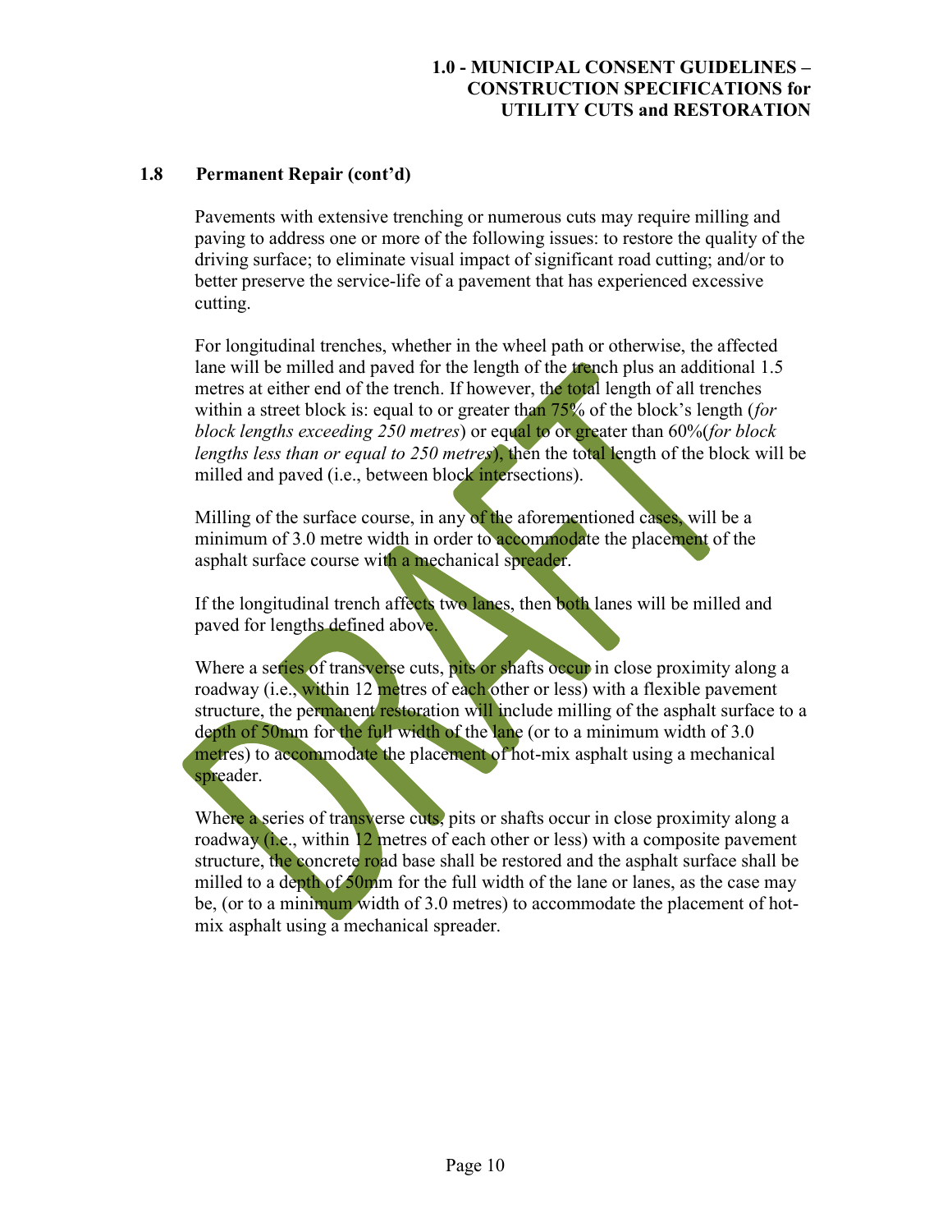### 1.8 Permanent Repair (cont'd)

Pavements with extensive trenching or numerous cuts may require milling and paving to address one or more of the following issues: to restore the quality of the driving surface; to eliminate visual impact of significant road cutting; and/or to better preserve the service-life of a pavement that has experienced excessive cutting.

For longitudinal trenches, whether in the wheel path or otherwise, the affected lane will be milled and paved for the length of the trench plus an additional 1.5 metres at either end of the trench. If however, the total length of all trenches within a street block is: equal to or greater than 75% of the block's length (*for block lengths exceeding 250 metres*) or equal to or greater than 60%(*for block lengths less than or equal to 250 metres*), then the total length of the block will be milled and paved (i.e., between block intersections).

Milling of the surface course, in any of the aforementioned cases, will be a minimum of 3.0 metre width in order to accommodate the placement of the asphalt surface course with a mechanical spreader.

If the longitudinal trench affects two lanes, then both lanes will be milled and paved for lengths defined above.

Where a series of transverse cuts, pits or shafts occur in close proximity along a roadway (i.e., within 12 metres of each other or less) with a flexible pavement structure, the permanent restoration will include milling of the asphalt surface to a depth of 50mm for the full width of the lane (or to a minimum width of 3.0 metres) to accommodate the placement of hot-mix asphalt using a mechanical spreader.

Where a series of transverse cuts, pits or shafts occur in close proximity along a roadway (i.e., within 12 metres of each other or less) with a composite pavement structure, the concrete road base shall be restored and the asphalt surface shall be milled to a depth of 50mm for the full width of the lane or lanes, as the case may be, (or to a minimum width of 3.0 metres) to accommodate the placement of hot-mix asphalt using a mechanical spreader.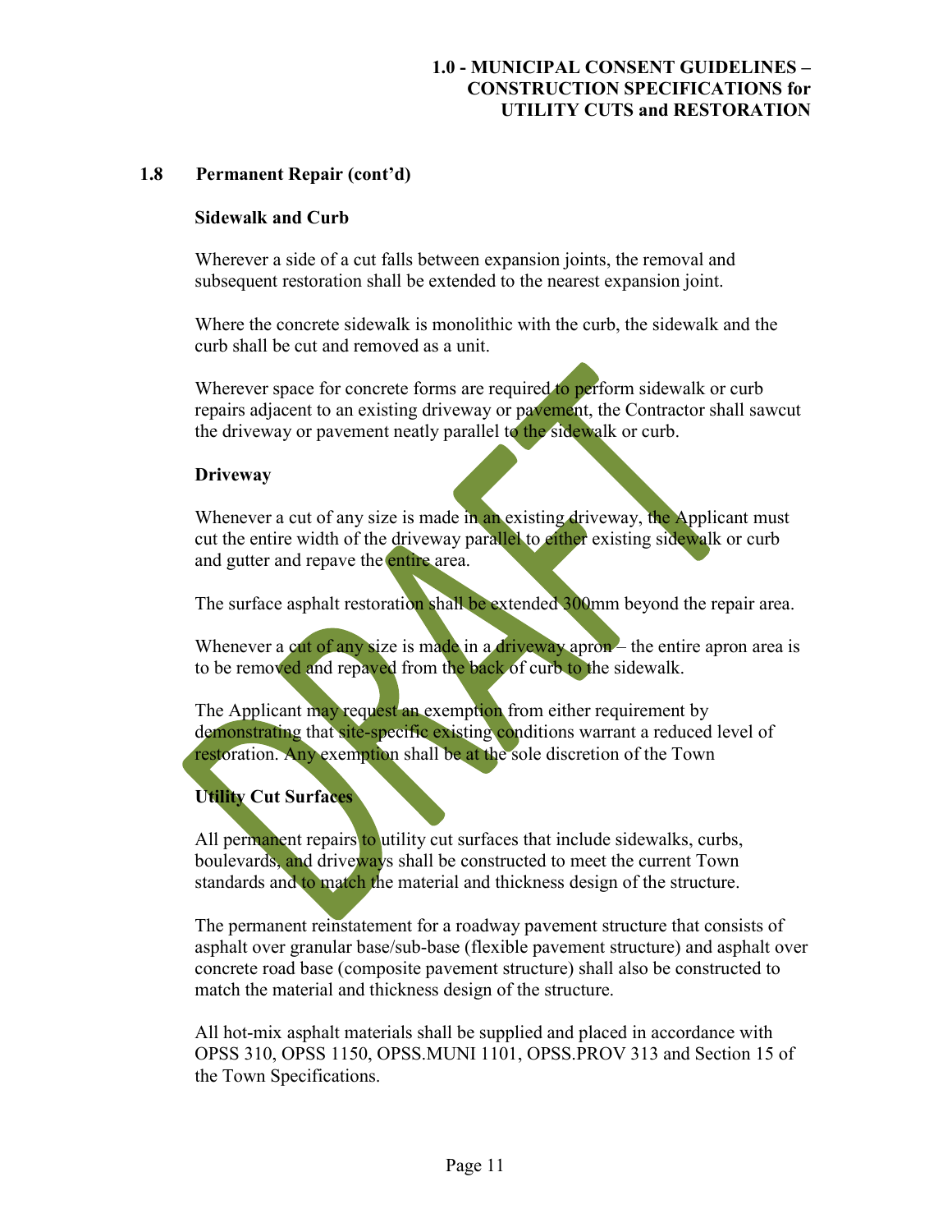### 1.8 Permanent Repair (cont'd)

**Sidewalk and Curb**

Wherever a side of a cut falls between expansion joints, the removal and subsequent restoration shall be extended to the nearest expansion joint.

Where the concrete sidewalk is monolithic with the curb, the sidewalk and the curb shall be cut and removed as a unit.

Wherever space for concrete forms are required to perform sidewalk or curb repairs adjacent to an existing driveway or pavement, the Contractor shall sawcut the driveway or pavement neatly parallel to the sidewalk or curb.

**Driveway**

Whenever a cut of any size is made in an existing driveway, the Applicant must cut the entire width of the driveway parallel to either existing sidewalk or curb and gutter and repave the entire area.

The surface asphalt restoration shall be extended 300mm beyond the repair area.

Whenever a cut of any size is made in a driveway apron – the entire apron area is to be removed and repaved from the back of curb to the sidewalk.

The Applicant may request an exemption from either requirement by demonstrating that site-specific existing conditions warrant a reduced level of restoration. Any exemption shall be at the sole discretion of the Town

**Utility Cut Surfaces**

All permanent repairs to utility cut surfaces that include sidewalks, curbs, boulevards, and driveways shall be constructed to meet the current Town standards and to match the material and thickness design of the structure.

The permanent reinstatement for a roadway pavement structure that consists of asphalt over granular base/sub-base (flexible pavement structure) and asphalt over concrete road base (composite pavement structure) shall also be constructed to match the material and thickness design of the structure.

All hot-mix asphalt materials shall be supplied and placed in accordance with OPSS 310, OPSS 1150, OPSS.MUNI 1101, OPSS.PROV 313 and Section 15 of the Town Specifications.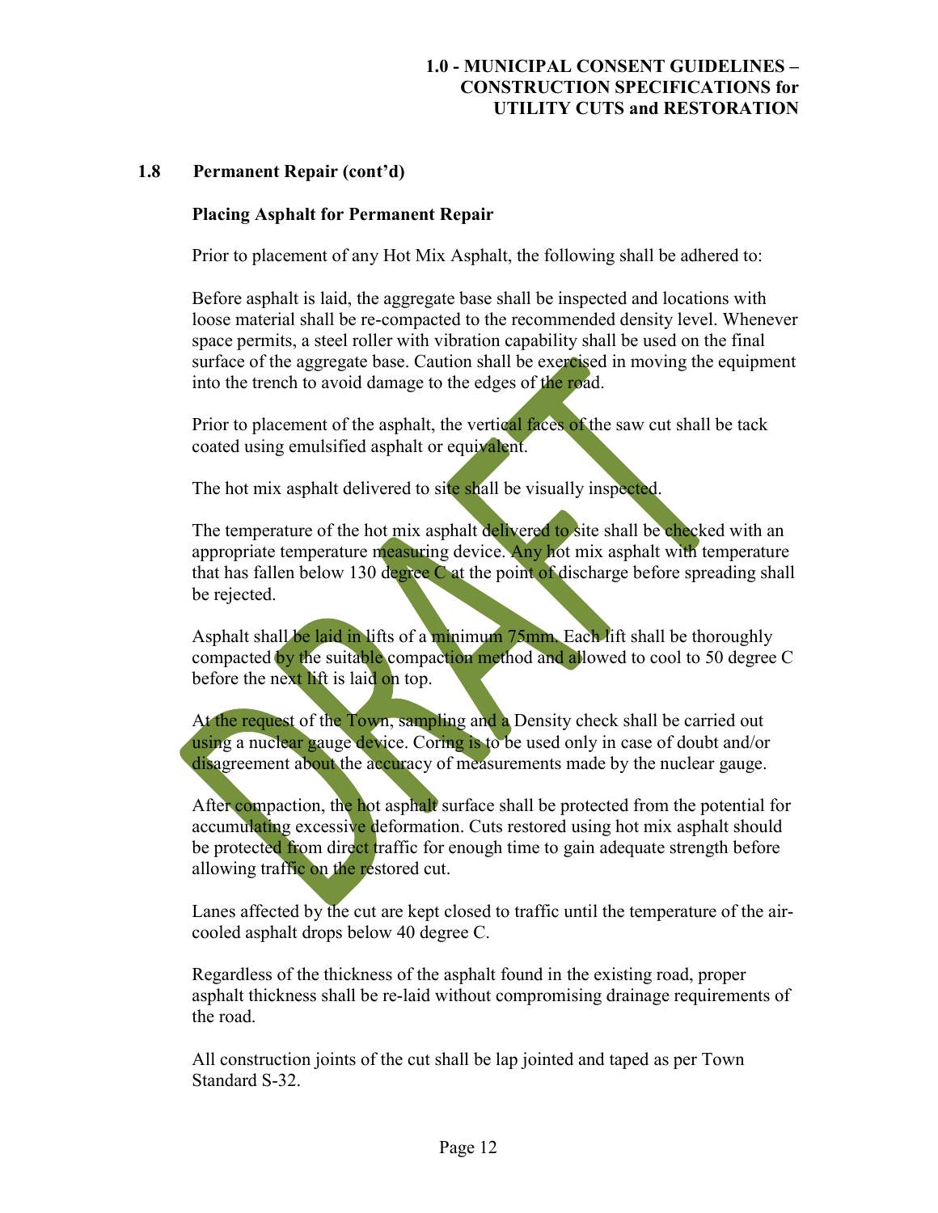## 1.8 Permanent Repair (cont'd)

### Placing Asphalt for Permanent Repair

Prior to placement of any Hot Mix Asphalt, the following shall be adhered to:

Before asphalt is laid, the aggregate base shall be inspected and locations with loose material shall be re-compacted to the recommended density level. Whenever space permits, a steel roller with vibration capability shall be used on the final surface of the aggregate base. Caution shall be exercised in moving the equipment into the trench to avoid damage to the edges of the road.

Prior to placement of the asphalt, the vertical faces of the saw cut shall be tack coated using emulsified asphalt or equivalent.

The hot mix asphalt delivered to site shall be visually inspected.

The temperature of the hot mix asphalt delivered to site shall be checked with an appropriate temperature measuring device. Any hot mix asphalt with temperature that has fallen below 130 degree C at the point of discharge before spreading shall be rejected.

Asphalt shall be laid in lifts of a minimum 75mm. Each lift shall be thoroughly compacted by the suitable compaction method and allowed to cool to 50 degree C before the next lift is laid on top.

At the request of the Town, sampling and a Density check shall be carried out using a nuclear gauge device. Coring is to be used only in case of doubt and/or disagreement about the accuracy of measurements made by the nuclear gauge.

After compaction, the hot asphalt surface shall be protected from the potential for accumulating excessive deformation. Cuts restored using hot mix asphalt should be protected from direct traffic for enough time to gain adequate strength before allowing traffic on the restored cut.

Lanes affected by the cut are kept closed to traffic until the temperature of the air-cooled asphalt drops below 40 degree C.

Regardless of the thickness of the asphalt found in the existing road, proper asphalt thickness shall be re-laid without compromising drainage requirements of the road.

All construction joints of the cut shall be lap jointed and taped as per Town Standard S-32.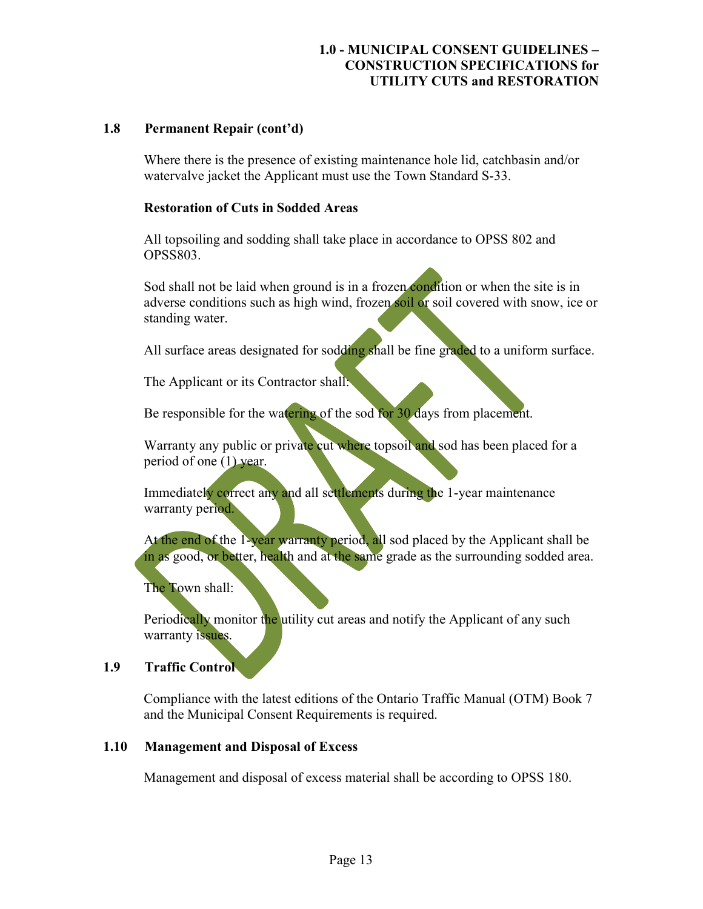## 1.8 Permanent Repair (cont'd)

Where there is the presence of existing maintenance hole lid, catchbasin and/or watervalve jacket the Applicant must use the Town Standard S-33.

**Restoration of Cuts in Sodded Areas**

All topsoiling and sodding shall take place in accordance to OPSS 802 and OPSS803.

Sod shall not be laid when ground is in a frozen condition or when the site is in adverse conditions such as high wind, frozen soil or soil covered with snow, ice or standing water.

All surface areas designated for sodding shall be fine graded to a uniform surface.

The Applicant or its Contractor shall:

Be responsible for the watering of the sod for 30 days from placement.

Warranty any public or private cut where topsoil and sod has been placed for a period of one (1) year.

Immediately correct any and all settlements during the 1-year maintenance warranty period.

At the end of the 1-year warranty period, all sod placed by the Applicant shall be in as good, or better, health and at the same grade as the surrounding sodded area.

The Town shall:

Periodically monitor the utility cut areas and notify the Applicant of any such warranty issues.

## 1.9 Traffic Control

Compliance with the latest editions of the Ontario Traffic Manual (OTM) Book 7 and the Municipal Consent Requirements is required.

## 1.10 Management and Disposal of Excess

Management and disposal of excess material shall be according to OPSS 180.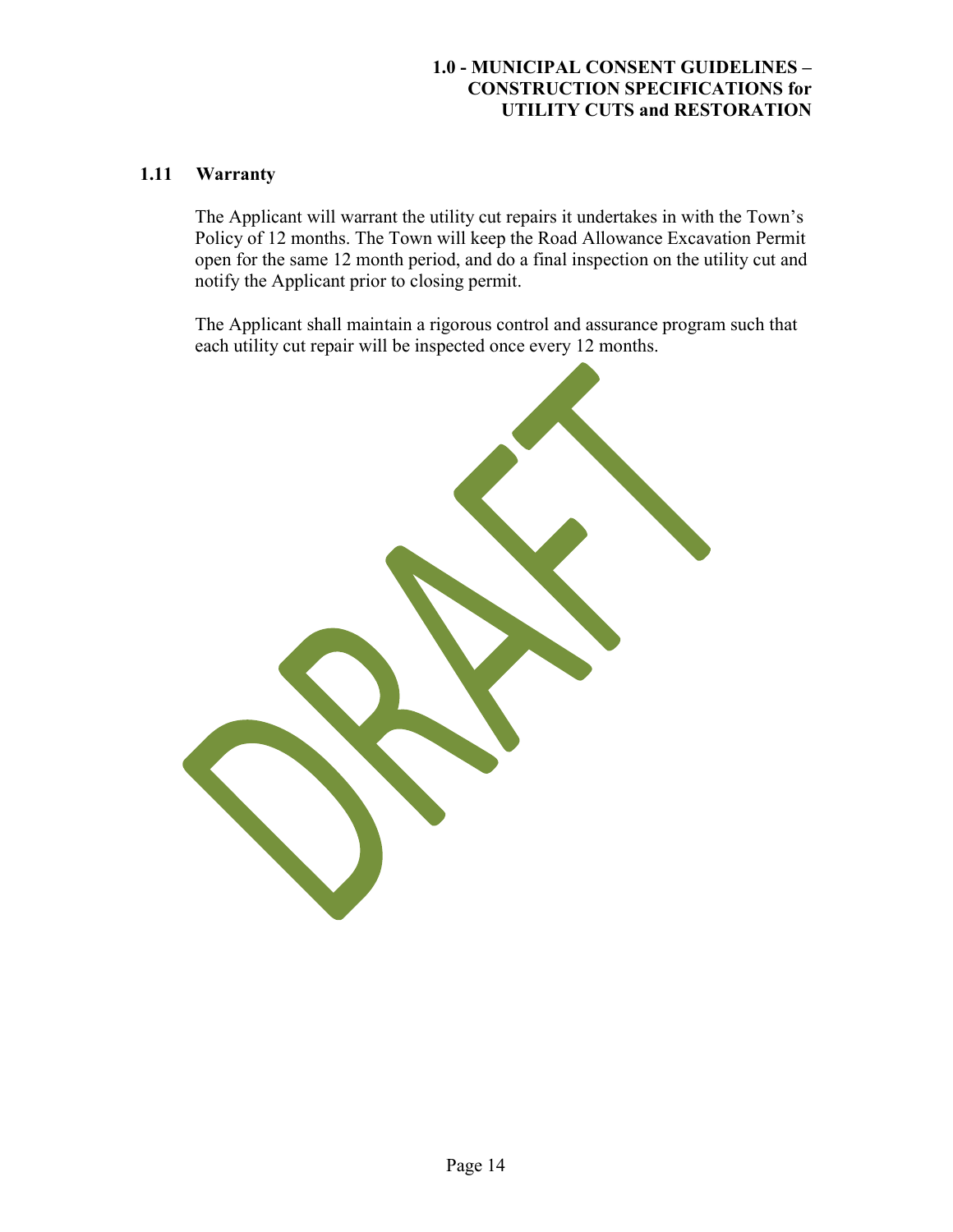### 1.11 Warranty

The Applicant will warrant the utility cut repairs it undertakes in with the Town's Policy of 12 months. The Town will keep the Road Allowance Excavation Permit open for the same 12 month period, and do a final inspection on the utility cut and notify the Applicant prior to closing permit.

The Applicant shall maintain a rigorous control and assurance program such that each utility cut repair will be inspected once every 12 months.